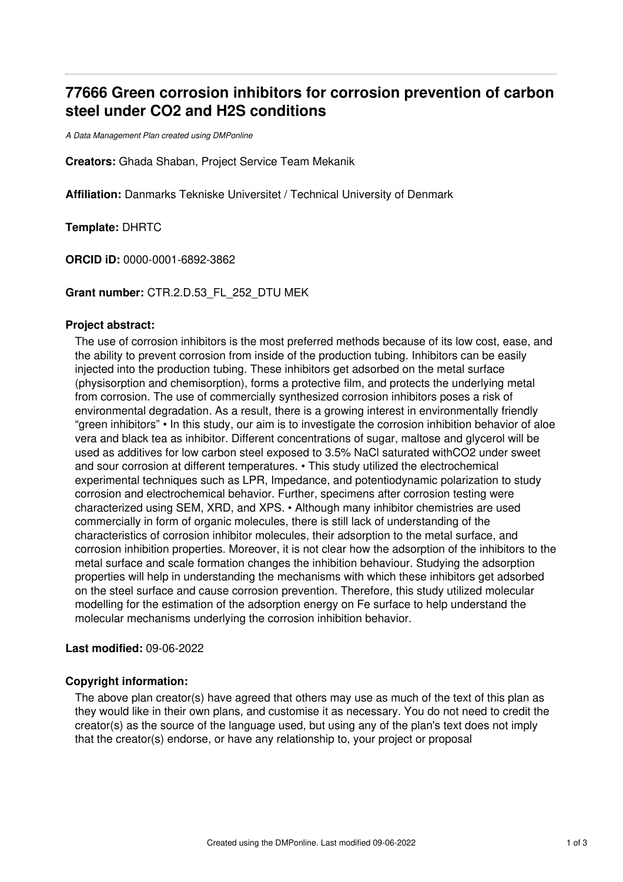# 77666 Green corrosion inhibitors for corrosion prevention of carbon steel under CO2 and H2S conditions

*A Data Management Plan created using DMPonline*

**Creators:** Ghada Shaban, Project Service Team Mekanik

**Affiliation:** Danmarks Tekniske Universitet / Technical University of Denmark

**Template:** DHRTC

**ORCID iD:** 0000-0001-6892-3862

**Grant number:** CTR.2.D.53_FL_252_DTU MEK

**Project abstract:**

The use of corrosion inhibitors is the most preferred methods because of its low cost, ease, and the ability to prevent corrosion from inside of the production tubing. Inhibitors can be easily injected into the production tubing. These inhibitors get adsorbed on the metal surface (physisorption and chemisorption), forms a protective film, and protects the underlying metal from corrosion. The use of commercially synthesized corrosion inhibitors poses a risk of environmental degradation. As a result, there is a growing interest in environmentally friendly "green inhibitors" • In this study, our aim is to investigate the corrosion inhibition behavior of aloe vera and black tea as inhibitor. Different concentrations of sugar, maltose and glycerol will be used as additives for low carbon steel exposed to 3.5% NaCl saturated with$CO_2$ under sweet and sour corrosion at different temperatures. • This study utilized the electrochemical experimental techniques such as LPR, Impedance, and potentiodynamic polarization to study corrosion and electrochemical behavior. Further, specimens after corrosion testing were characterized using SEM, XRD, and XPS. • Although many inhibitor chemistries are used commercially in form of organic molecules, there is still lack of understanding of the characteristics of corrosion inhibitor molecules, their adsorption to the metal surface, and corrosion inhibition properties. Moreover, it is not clear how the adsorption of the inhibitors to the metal surface and scale formation changes the inhibition behaviour. Studying the adsorption properties will help in understanding the mechanisms with which these inhibitors get adsorbed on the steel surface and cause corrosion prevention. Therefore, this study utilized molecular modelling for the estimation of the adsorption energy on Fe surface to help understand the molecular mechanisms underlying the corrosion inhibition behavior.

**Last modified:** 09-06-2022

**Copyright information:**

The above plan creator(s) have agreed that others may use as much of the text of this plan as they would like in their own plans, and customise it as necessary. You do not need to credit the creator(s) as the source of the language used, but using any of the plan's text does not imply that the creator(s) endorse, or have any relationship to, your project or proposal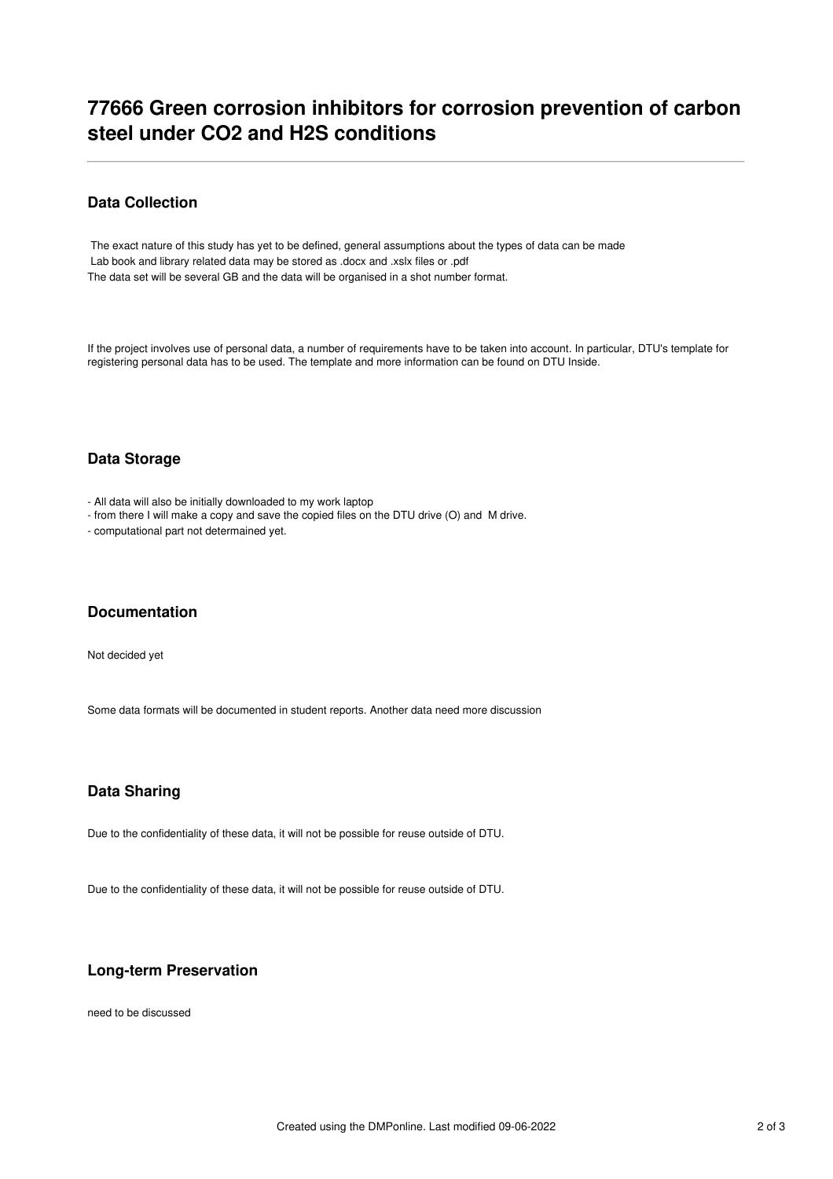# 77666 Green corrosion inhibitors for corrosion prevention of carbon steel under $CO_2$ and $H_2S$ conditions

## Data Collection

The exact nature of this study has yet to be defined, general assumptions about the types of data can be made
Lab book and library related data may be stored as .docx and .xslx files or .pdf
The data set will be several GB and the data will be organised in a shot number format.

If the project involves use of personal data, a number of requirements have to be taken into account. In particular, DTU's template for registering personal data has to be used. The template and more information can be found on DTU Inside.

## Data Storage

- All data will also be initially downloaded to my work laptop
- from there I will make a copy and save the copied files on the DTU drive (O) and M drive.
- computational part not determained yet.

## Documentation

Not decided yet

Some data formats will be documented in student reports. Another data need more discussion

## Data Sharing

Due to the confidentiality of these data, it will not be possible for reuse outside of DTU.

Due to the confidentiality of these data, it will not be possible for reuse outside of DTU.

## Long-term Preservation

need to be discussed

Created using the DMPonline. Last modified 09-06-2022